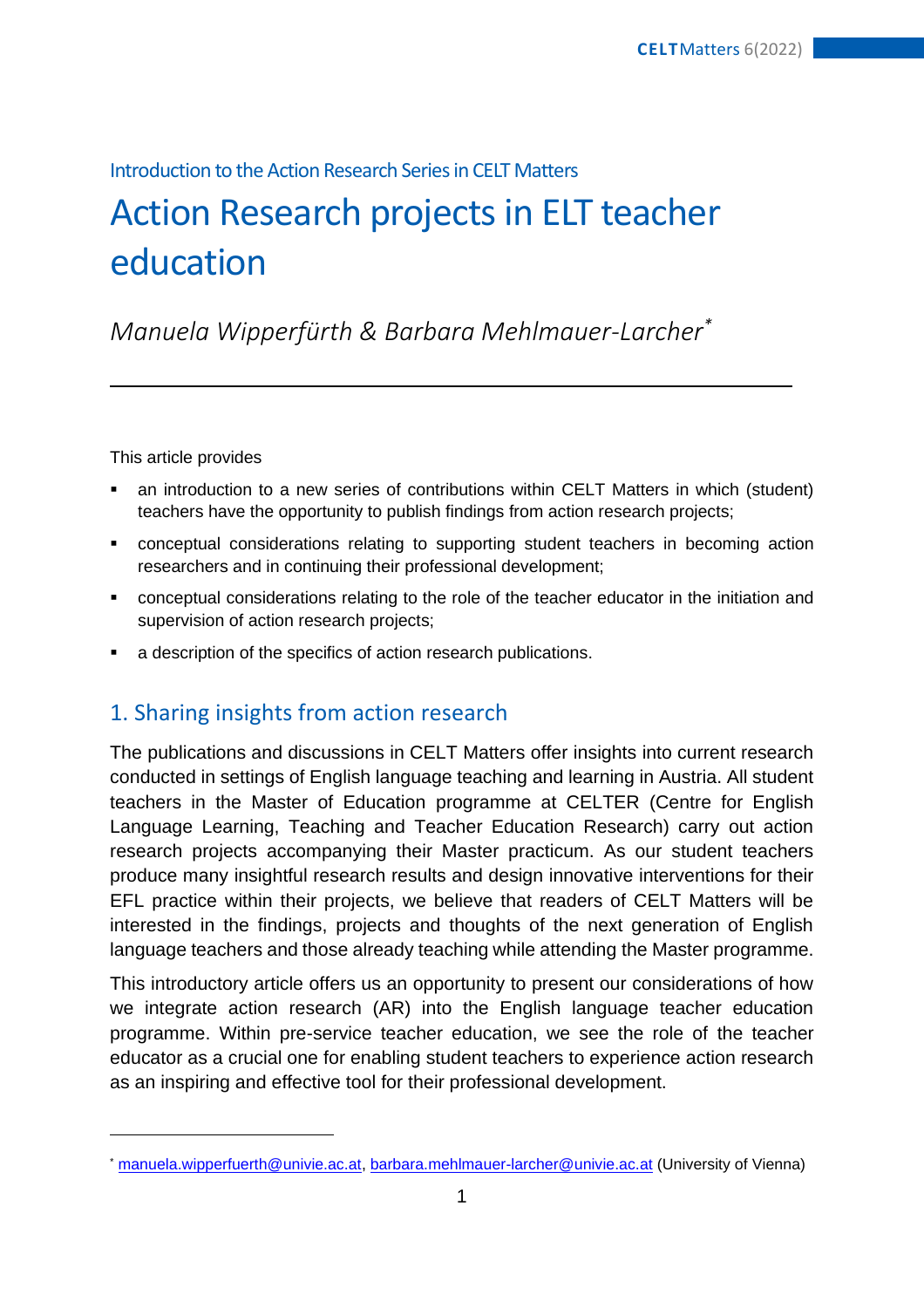Introduction to the Action Research Series in CELT Matters

# Action Research projects in ELT teacher education

*Manuela Wipperfürth & Barbara Mehlmauer-Larcher*[*]

---

This article provides

- an introduction to a new series of contributions within CELT Matters in which (student) teachers have the opportunity to publish findings from action research projects;
- conceptual considerations relating to supporting student teachers in becoming action researchers and in continuing their professional development;
- conceptual considerations relating to the role of the teacher educator in the initiation and supervision of action research projects;
- a description of the specifics of action research publications.

## 1. Sharing insights from action research

The publications and discussions in CELT Matters offer insights into current research conducted in settings of English language teaching and learning in Austria. All student teachers in the Master of Education programme at CELTER (Centre for English Language Learning, Teaching and Teacher Education Research) carry out action research projects accompanying their Master practicum. As our student teachers produce many insightful research results and design innovative interventions for their EFL practice within their projects, we believe that readers of CELT Matters will be interested in the findings, projects and thoughts of the next generation of English language teachers and those already teaching while attending the Master programme.

This introductory article offers us an opportunity to present our considerations of how we integrate action research (AR) into the English language teacher education programme. Within pre-service teacher education, we see the role of the teacher educator as a crucial one for enabling student teachers to experience action research as an inspiring and effective tool for their professional development.

[*] manuela.wipperfuerth@univie.ac.at, barbara.mehlmauer-larcher@univie.ac.at (University of Vienna)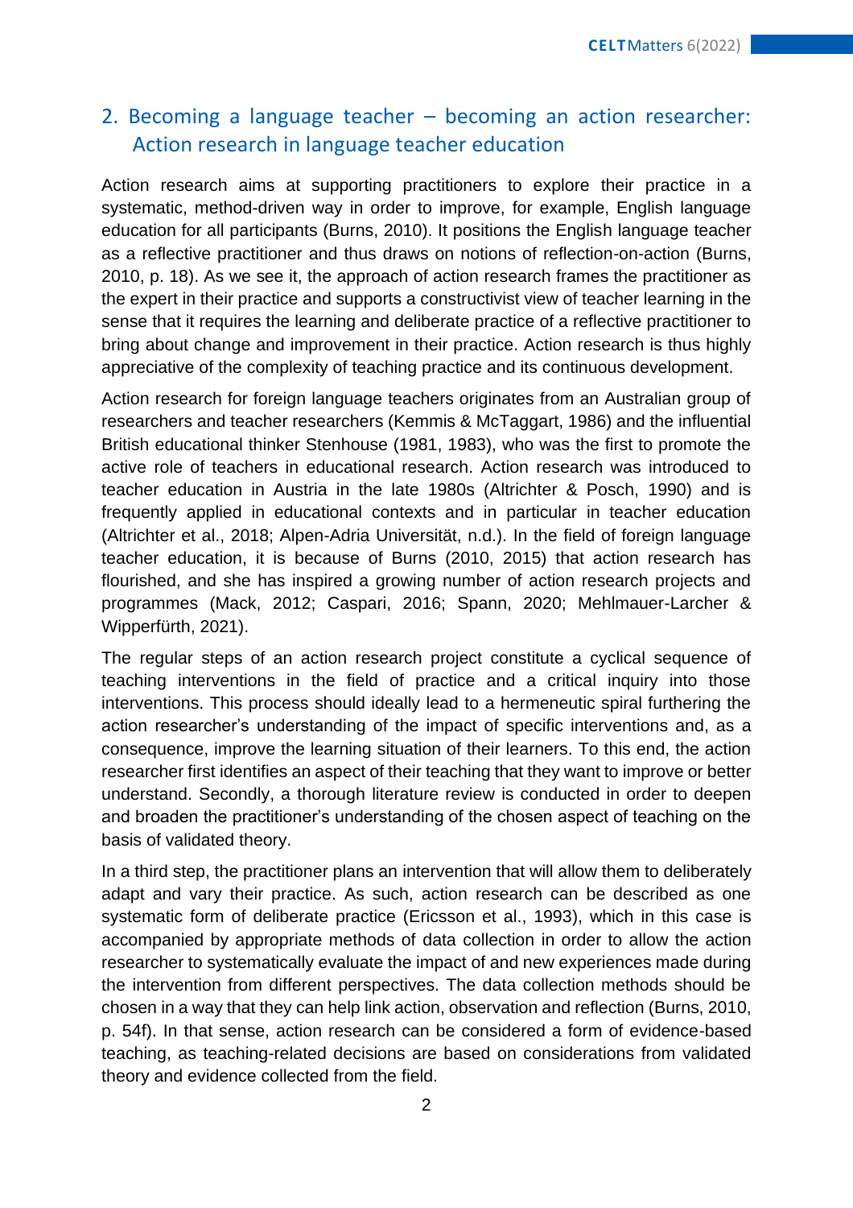## 2. Becoming a language teacher – becoming an action researcher: Action research in language teacher education

Action research aims at supporting practitioners to explore their practice in a systematic, method-driven way in order to improve, for example, English language education for all participants (Burns, 2010). It positions the English language teacher as a reflective practitioner and thus draws on notions of reflection-on-action (Burns, 2010, p. 18). As we see it, the approach of action research frames the practitioner as the expert in their practice and supports a constructivist view of teacher learning in the sense that it requires the learning and deliberate practice of a reflective practitioner to bring about change and improvement in their practice. Action research is thus highly appreciative of the complexity of teaching practice and its continuous development.

Action research for foreign language teachers originates from an Australian group of researchers and teacher researchers (Kemmis & McTaggart, 1986) and the influential British educational thinker Stenhouse (1981, 1983), who was the first to promote the active role of teachers in educational research. Action research was introduced to teacher education in Austria in the late 1980s (Altrichter & Posch, 1990) and is frequently applied in educational contexts and in particular in teacher education (Altrichter et al., 2018; Alpen-Adria Universität, n.d.). In the field of foreign language teacher education, it is because of Burns (2010, 2015) that action research has flourished, and she has inspired a growing number of action research projects and programmes (Mack, 2012; Caspari, 2016; Spann, 2020; Mehlmauer-Larcher & Wipperfürth, 2021).

The regular steps of an action research project constitute a cyclical sequence of teaching interventions in the field of practice and a critical inquiry into those interventions. This process should ideally lead to a hermeneutic spiral furthering the action researcher's understanding of the impact of specific interventions and, as a consequence, improve the learning situation of their learners. To this end, the action researcher first identifies an aspect of their teaching that they want to improve or better understand. Secondly, a thorough literature review is conducted in order to deepen and broaden the practitioner's understanding of the chosen aspect of teaching on the basis of validated theory.

In a third step, the practitioner plans an intervention that will allow them to deliberately adapt and vary their practice. As such, action research can be described as one systematic form of deliberate practice (Ericsson et al., 1993), which in this case is accompanied by appropriate methods of data collection in order to allow the action researcher to systematically evaluate the impact of and new experiences made during the intervention from different perspectives. The data collection methods should be chosen in a way that they can help link action, observation and reflection (Burns, 2010, p. 54f). In that sense, action research can be considered a form of evidence-based teaching, as teaching-related decisions are based on considerations from validated theory and evidence collected from the field.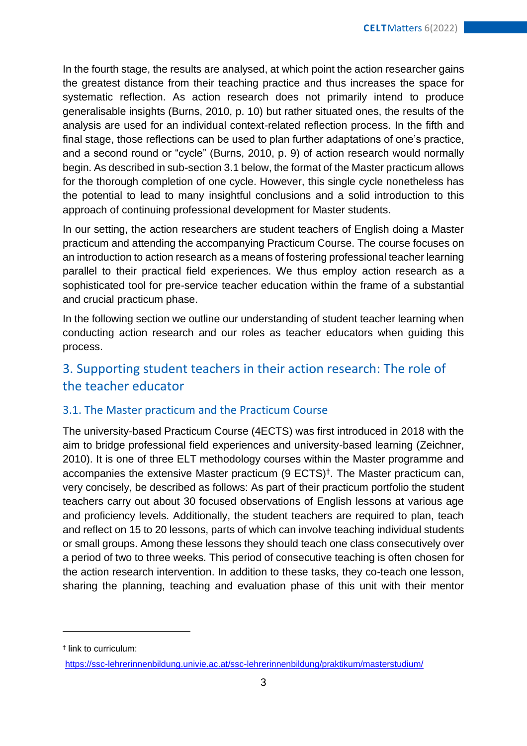In the fourth stage, the results are analysed, at which point the action researcher gains the greatest distance from their teaching practice and thus increases the space for systematic reflection. As action research does not primarily intend to produce generalisable insights (Burns, 2010, p. 10) but rather situated ones, the results of the analysis are used for an individual context-related reflection process. In the fifth and final stage, those reflections can be used to plan further adaptations of one's practice, and a second round or "cycle" (Burns, 2010, p. 9) of action research would normally begin. As described in sub-section 3.1 below, the format of the Master practicum allows for the thorough completion of one cycle. However, this single cycle nonetheless has the potential to lead to many insightful conclusions and a solid introduction to this approach of continuing professional development for Master students.

In our setting, the action researchers are student teachers of English doing a Master practicum and attending the accompanying Practicum Course. The course focuses on an introduction to action research as a means of fostering professional teacher learning parallel to their practical field experiences. We thus employ action research as a sophisticated tool for pre-service teacher education within the frame of a substantial and crucial practicum phase.

In the following section we outline our understanding of student teacher learning when conducting action research and our roles as teacher educators when guiding this process.

## 3. Supporting student teachers in their action research: The role of the teacher educator

### 3.1. The Master practicum and the Practicum Course

The university-based Practicum Course (4ECTS) was first introduced in 2018 with the aim to bridge professional field experiences and university-based learning (Zeichner, 2010). It is one of three ELT methodology courses within the Master programme and accompanies the extensive Master practicum (9 ECTS)[†]. The Master practicum can, very concisely, be described as follows: As part of their practicum portfolio the student teachers carry out about 30 focused observations of English lessons at various age and proficiency levels. Additionally, the student teachers are required to plan, teach and reflect on 15 to 20 lessons, parts of which can involve teaching individual students or small groups. Among these lessons they should teach one class consecutively over a period of two to three weeks. This period of consecutive teaching is often chosen for the action research intervention. In addition to these tasks, they co-teach one lesson, sharing the planning, teaching and evaluation phase of this unit with their mentor

---

[†] link to curriculum:

https://ssc-lehrerinnenbildung.univie.ac.at/ssc-lehrerinnenbildung/praktikum/masterstudium/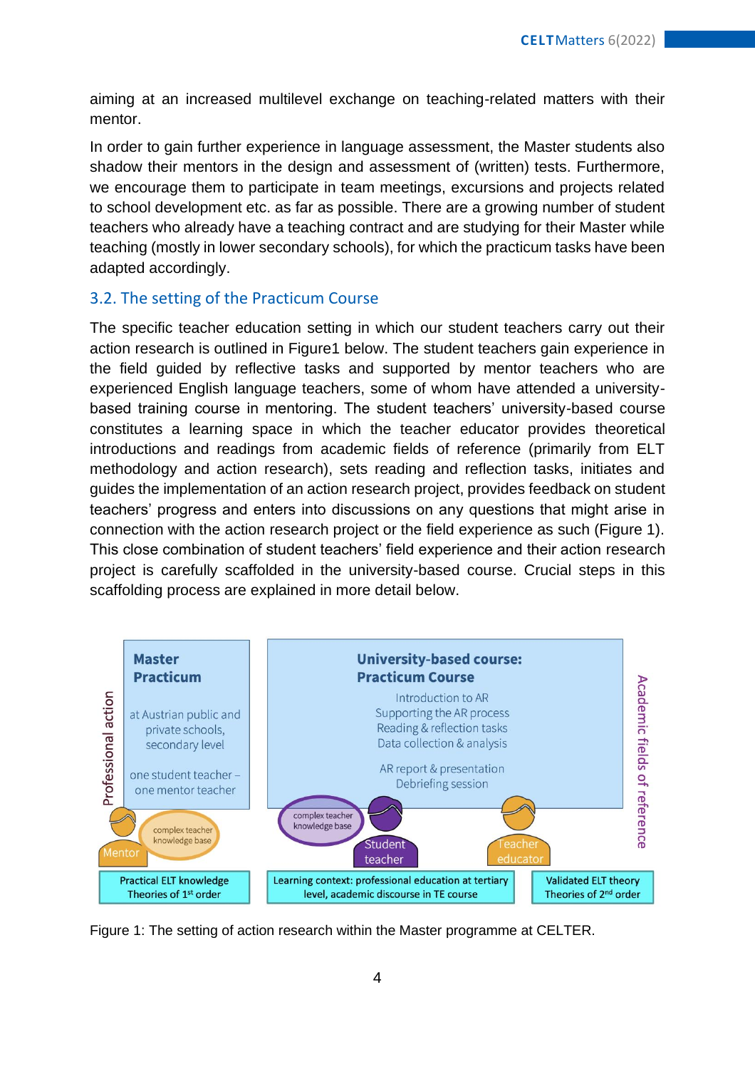aiming at an increased multilevel exchange on teaching-related matters with their mentor.

In order to gain further experience in language assessment, the Master students also shadow their mentors in the design and assessment of (written) tests. Furthermore, we encourage them to participate in team meetings, excursions and projects related to school development etc. as far as possible. There are a growing number of student teachers who already have a teaching contract and are studying for their Master while teaching (mostly in lower secondary schools), for which the practicum tasks have been adapted accordingly.

## 3.2. The setting of the Practicum Course

The specific teacher education setting in which our student teachers carry out their action research is outlined in Figure1 below. The student teachers gain experience in the field guided by reflective tasks and supported by mentor teachers who are experienced English language teachers, some of whom have attended a university-based training course in mentoring. The student teachers' university-based course constitutes a learning space in which the teacher educator provides theoretical introductions and readings from academic fields of reference (primarily from ELT methodology and action research), sets reading and reflection tasks, initiates and guides the implementation of an action research project, provides feedback on student teachers' progress and enters into discussions on any questions that might arise in connection with the action research project or the field experience as such (Figure 1). This close combination of student teachers' field experience and their action research project is carefully scaffolded in the university-based course. Crucial steps in this scaffolding process are explained in more detail below.

Professional action

**Master Practicum**

at Austrian public and private schools, secondary level

one student teacher – one mentor teacher

Mentor – complex teacher knowledge base

**University-based course: Practicum Course**

Introduction to AR
Supporting the AR process
Reading & reflection tasks
Data collection & analysis

AR report & presentation
Debriefing session

complex teacher knowledge base – Student teacher

Teacher educator

Academic fields of reference

Practical ELT knowledge
Theories of 1st order

Learning context: professional education at tertiary level, academic discourse in TE course

Validated ELT theory
Theories of 2nd order

Figure 1: The setting of action research within the Master programme at CELTER.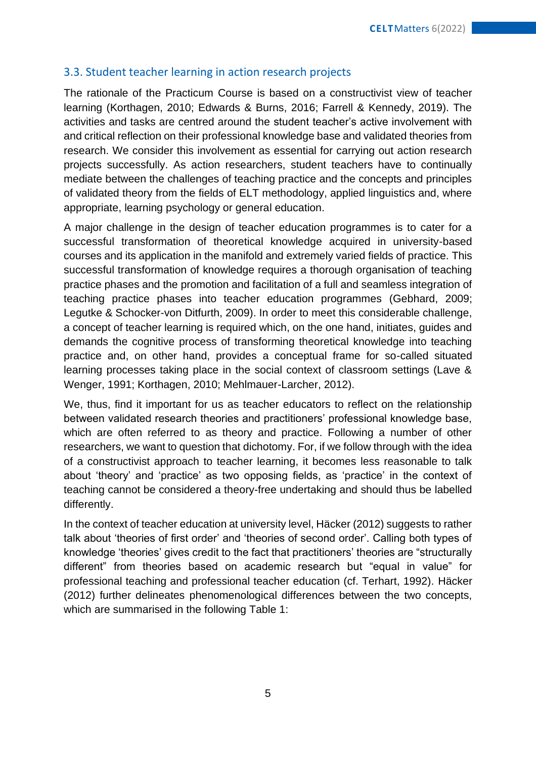### 3.3. Student teacher learning in action research projects

The rationale of the Practicum Course is based on a constructivist view of teacher learning (Korthagen, 2010; Edwards & Burns, 2016; Farrell & Kennedy, 2019). The activities and tasks are centred around the student teacher's active involvement with and critical reflection on their professional knowledge base and validated theories from research. We consider this involvement as essential for carrying out action research projects successfully. As action researchers, student teachers have to continually mediate between the challenges of teaching practice and the concepts and principles of validated theory from the fields of ELT methodology, applied linguistics and, where appropriate, learning psychology or general education.

A major challenge in the design of teacher education programmes is to cater for a successful transformation of theoretical knowledge acquired in university-based courses and its application in the manifold and extremely varied fields of practice. This successful transformation of knowledge requires a thorough organisation of teaching practice phases and the promotion and facilitation of a full and seamless integration of teaching practice phases into teacher education programmes (Gebhard, 2009; Legutke & Schocker-von Ditfurth, 2009). In order to meet this considerable challenge, a concept of teacher learning is required which, on the one hand, initiates, guides and demands the cognitive process of transforming theoretical knowledge into teaching practice and, on other hand, provides a conceptual frame for so-called situated learning processes taking place in the social context of classroom settings (Lave & Wenger, 1991; Korthagen, 2010; Mehlmauer-Larcher, 2012).

We, thus, find it important for us as teacher educators to reflect on the relationship between validated research theories and practitioners' professional knowledge base, which are often referred to as theory and practice. Following a number of other researchers, we want to question that dichotomy. For, if we follow through with the idea of a constructivist approach to teacher learning, it becomes less reasonable to talk about 'theory' and 'practice' as two opposing fields, as 'practice' in the context of teaching cannot be considered a theory-free undertaking and should thus be labelled differently.

In the context of teacher education at university level, Häcker (2012) suggests to rather talk about 'theories of first order' and 'theories of second order'. Calling both types of knowledge 'theories' gives credit to the fact that practitioners' theories are "structurally different" from theories based on academic research but "equal in value" for professional teaching and professional teacher education (cf. Terhart, 1992). Häcker (2012) further delineates phenomenological differences between the two concepts, which are summarised in the following Table 1: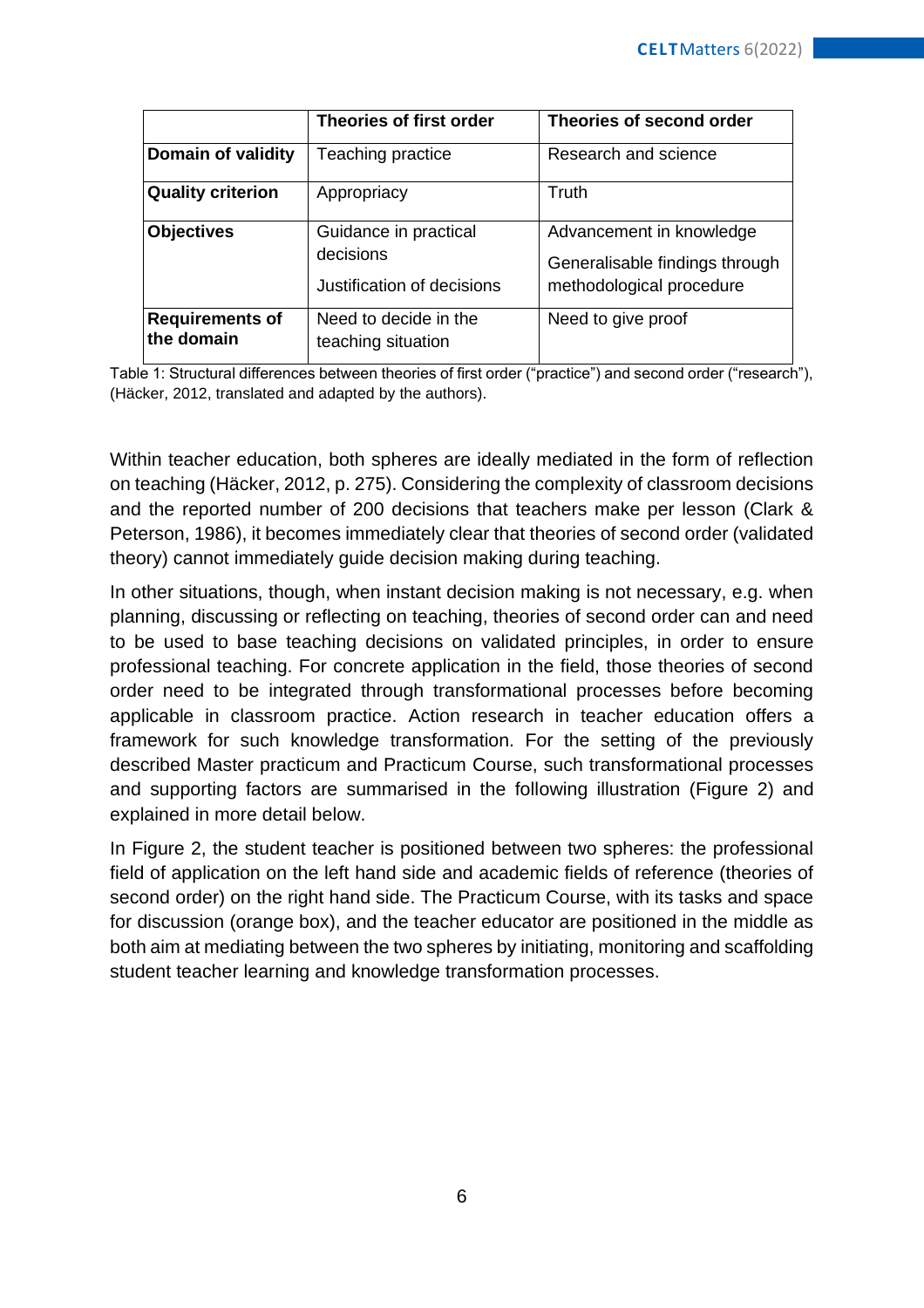| | **Theories of first order** | **Theories of second order** |
|---|---|---|
| **Domain of validity** | Teaching practice | Research and science |
| **Quality criterion** | Appropriacy | Truth |
| **Objectives** | Guidance in practical decisions<br><br>Justification of decisions | Advancement in knowledge<br><br>Generalisable findings through methodological procedure |
| **Requirements of the domain** | Need to decide in the teaching situation | Need to give proof |

Table 1: Structural differences between theories of first order ("practice") and second order ("research"), (Häcker, 2012, translated and adapted by the authors).

Within teacher education, both spheres are ideally mediated in the form of reflection on teaching (Häcker, 2012, p. 275). Considering the complexity of classroom decisions and the reported number of 200 decisions that teachers make per lesson (Clark & Peterson, 1986), it becomes immediately clear that theories of second order (validated theory) cannot immediately guide decision making during teaching.

In other situations, though, when instant decision making is not necessary, e.g. when planning, discussing or reflecting on teaching, theories of second order can and need to be used to base teaching decisions on validated principles, in order to ensure professional teaching. For concrete application in the field, those theories of second order need to be integrated through transformational processes before becoming applicable in classroom practice. Action research in teacher education offers a framework for such knowledge transformation. For the setting of the previously described Master practicum and Practicum Course, such transformational processes and supporting factors are summarised in the following illustration (Figure 2) and explained in more detail below.

In Figure 2, the student teacher is positioned between two spheres: the professional field of application on the left hand side and academic fields of reference (theories of second order) on the right hand side. The Practicum Course, with its tasks and space for discussion (orange box), and the teacher educator are positioned in the middle as both aim at mediating between the two spheres by initiating, monitoring and scaffolding student teacher learning and knowledge transformation processes.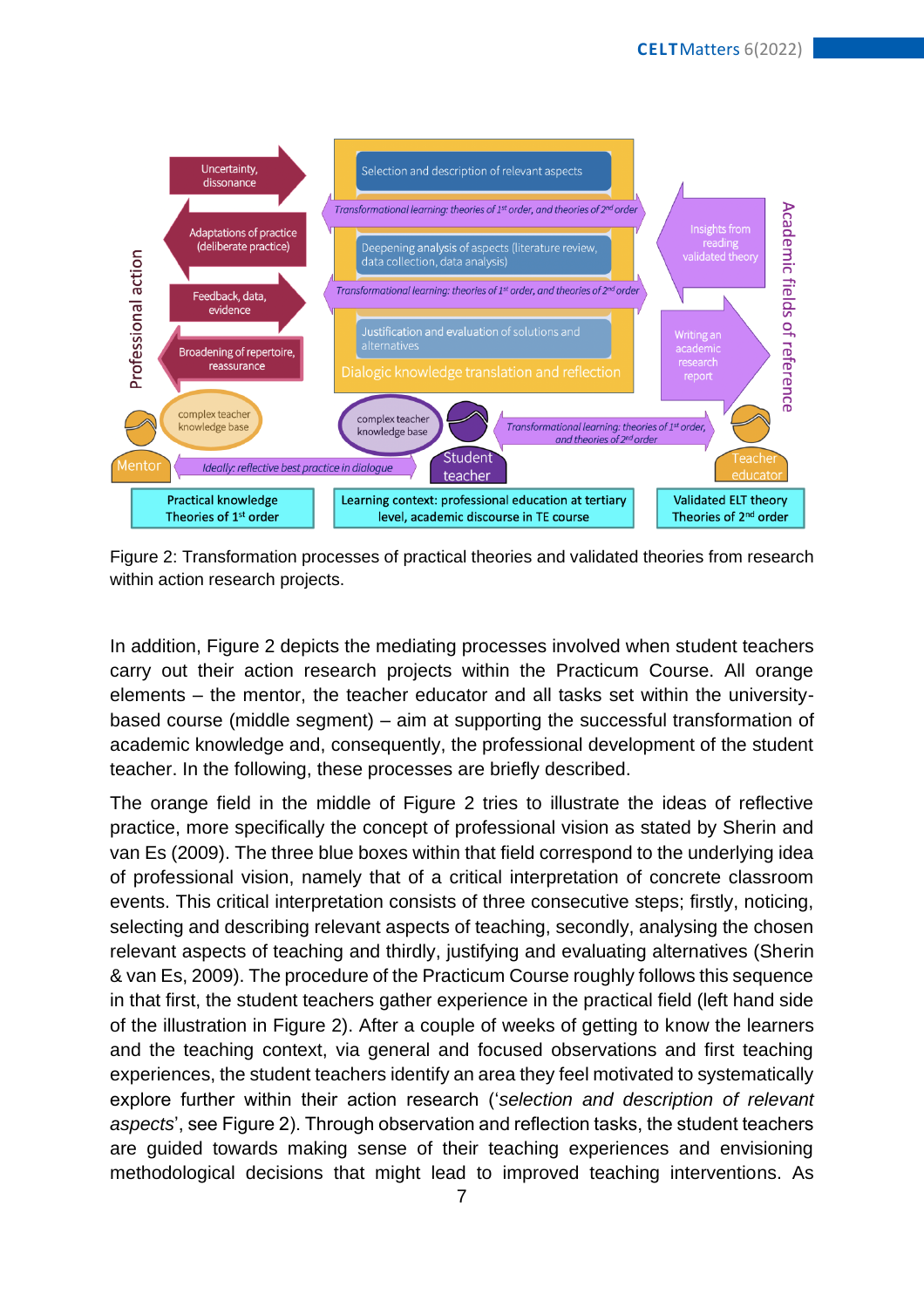Figure 2: Transformation processes of practical theories and validated theories from research within action research projects.

In addition, Figure 2 depicts the mediating processes involved when student teachers carry out their action research projects within the Practicum Course. All orange elements – the mentor, the teacher educator and all tasks set within the university-based course (middle segment) – aim at supporting the successful transformation of academic knowledge and, consequently, the professional development of the student teacher. In the following, these processes are briefly described.

The orange field in the middle of Figure 2 tries to illustrate the ideas of reflective practice, more specifically the concept of professional vision as stated by Sherin and van Es (2009). The three blue boxes within that field correspond to the underlying idea of professional vision, namely that of a critical interpretation of concrete classroom events. This critical interpretation consists of three consecutive steps; firstly, noticing, selecting and describing relevant aspects of teaching, secondly, analysing the chosen relevant aspects of teaching and thirdly, justifying and evaluating alternatives (Sherin & van Es, 2009). The procedure of the Practicum Course roughly follows this sequence in that first, the student teachers gather experience in the practical field (left hand side of the illustration in Figure 2). After a couple of weeks of getting to know the learners and the teaching context, via general and focused observations and first teaching experiences, the student teachers identify an area they feel motivated to systematically explore further within their action research ('*selection and description of relevant aspects*', see Figure 2). Through observation and reflection tasks, the student teachers are guided towards making sense of their teaching experiences and envisioning methodological decisions that might lead to improved teaching interventions. As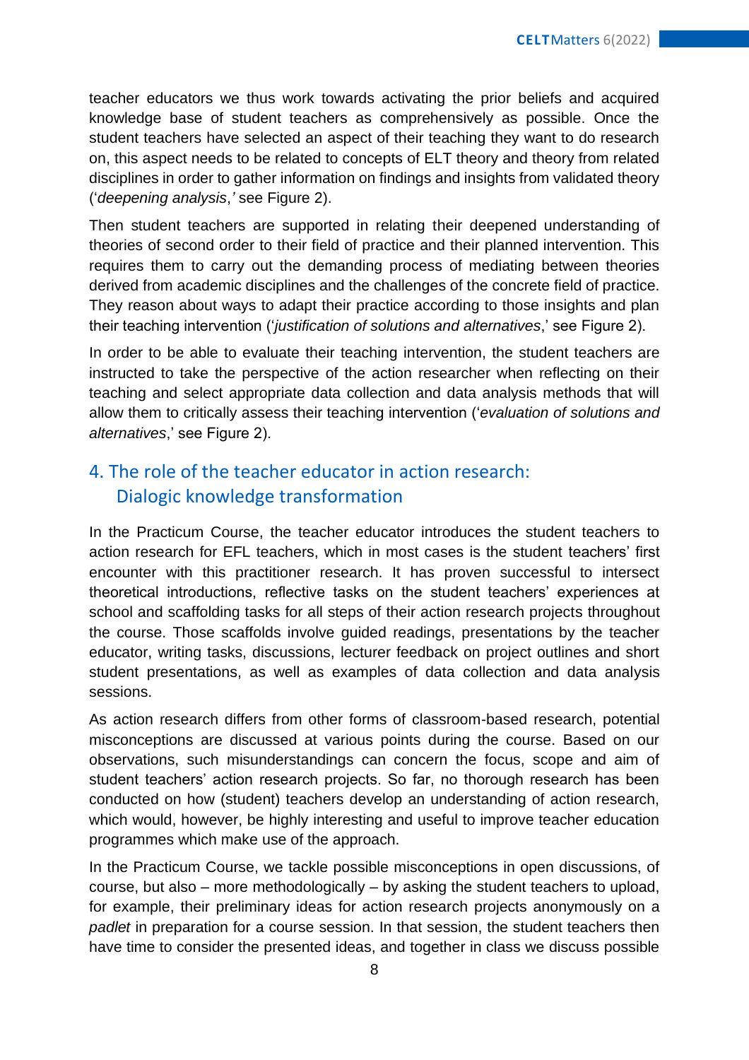teacher educators we thus work towards activating the prior beliefs and acquired knowledge base of student teachers as comprehensively as possible. Once the student teachers have selected an aspect of their teaching they want to do research on, this aspect needs to be related to concepts of ELT theory and theory from related disciplines in order to gather information on findings and insights from validated theory (‘*deepening analysis*,*’* see Figure 2).

Then student teachers are supported in relating their deepened understanding of theories of second order to their field of practice and their planned intervention. This requires them to carry out the demanding process of mediating between theories derived from academic disciplines and the challenges of the concrete field of practice. They reason about ways to adapt their practice according to those insights and plan their teaching intervention (‘*justification of solutions and alternatives*,’ see Figure 2).

In order to be able to evaluate their teaching intervention, the student teachers are instructed to take the perspective of the action researcher when reflecting on their teaching and select appropriate data collection and data analysis methods that will allow them to critically assess their teaching intervention (‘*evaluation of solutions and alternatives*,’ see Figure 2).

## 4. The role of the teacher educator in action research: Dialogic knowledge transformation

In the Practicum Course, the teacher educator introduces the student teachers to action research for EFL teachers, which in most cases is the student teachers’ first encounter with this practitioner research. It has proven successful to intersect theoretical introductions, reflective tasks on the student teachers’ experiences at school and scaffolding tasks for all steps of their action research projects throughout the course. Those scaffolds involve guided readings, presentations by the teacher educator, writing tasks, discussions, lecturer feedback on project outlines and short student presentations, as well as examples of data collection and data analysis sessions.

As action research differs from other forms of classroom-based research, potential misconceptions are discussed at various points during the course. Based on our observations, such misunderstandings can concern the focus, scope and aim of student teachers’ action research projects. So far, no thorough research has been conducted on how (student) teachers develop an understanding of action research, which would, however, be highly interesting and useful to improve teacher education programmes which make use of the approach.

In the Practicum Course, we tackle possible misconceptions in open discussions, of course, but also – more methodologically – by asking the student teachers to upload, for example, their preliminary ideas for action research projects anonymously on a *padlet* in preparation for a course session. In that session, the student teachers then have time to consider the presented ideas, and together in class we discuss possible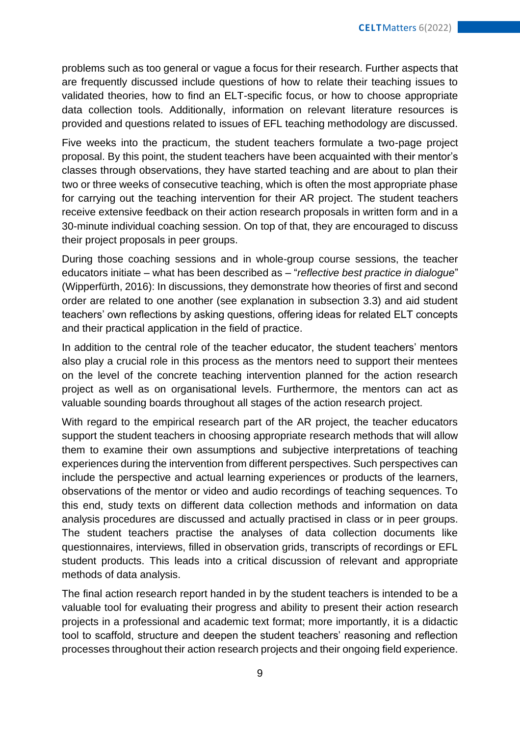problems such as too general or vague a focus for their research. Further aspects that are frequently discussed include questions of how to relate their teaching issues to validated theories, how to find an ELT-specific focus, or how to choose appropriate data collection tools. Additionally, information on relevant literature resources is provided and questions related to issues of EFL teaching methodology are discussed.

Five weeks into the practicum, the student teachers formulate a two-page project proposal. By this point, the student teachers have been acquainted with their mentor's classes through observations, they have started teaching and are about to plan their two or three weeks of consecutive teaching, which is often the most appropriate phase for carrying out the teaching intervention for their AR project. The student teachers receive extensive feedback on their action research proposals in written form and in a 30-minute individual coaching session. On top of that, they are encouraged to discuss their project proposals in peer groups.

During those coaching sessions and in whole-group course sessions, the teacher educators initiate – what has been described as – "*reflective best practice in dialogue*" (Wipperfürth, 2016): In discussions, they demonstrate how theories of first and second order are related to one another (see explanation in subsection 3.3) and aid student teachers' own reflections by asking questions, offering ideas for related ELT concepts and their practical application in the field of practice.

In addition to the central role of the teacher educator, the student teachers' mentors also play a crucial role in this process as the mentors need to support their mentees on the level of the concrete teaching intervention planned for the action research project as well as on organisational levels. Furthermore, the mentors can act as valuable sounding boards throughout all stages of the action research project.

With regard to the empirical research part of the AR project, the teacher educators support the student teachers in choosing appropriate research methods that will allow them to examine their own assumptions and subjective interpretations of teaching experiences during the intervention from different perspectives. Such perspectives can include the perspective and actual learning experiences or products of the learners, observations of the mentor or video and audio recordings of teaching sequences. To this end, study texts on different data collection methods and information on data analysis procedures are discussed and actually practised in class or in peer groups. The student teachers practise the analyses of data collection documents like questionnaires, interviews, filled in observation grids, transcripts of recordings or EFL student products. This leads into a critical discussion of relevant and appropriate methods of data analysis.

The final action research report handed in by the student teachers is intended to be a valuable tool for evaluating their progress and ability to present their action research projects in a professional and academic text format; more importantly, it is a didactic tool to scaffold, structure and deepen the student teachers' reasoning and reflection processes throughout their action research projects and their ongoing field experience.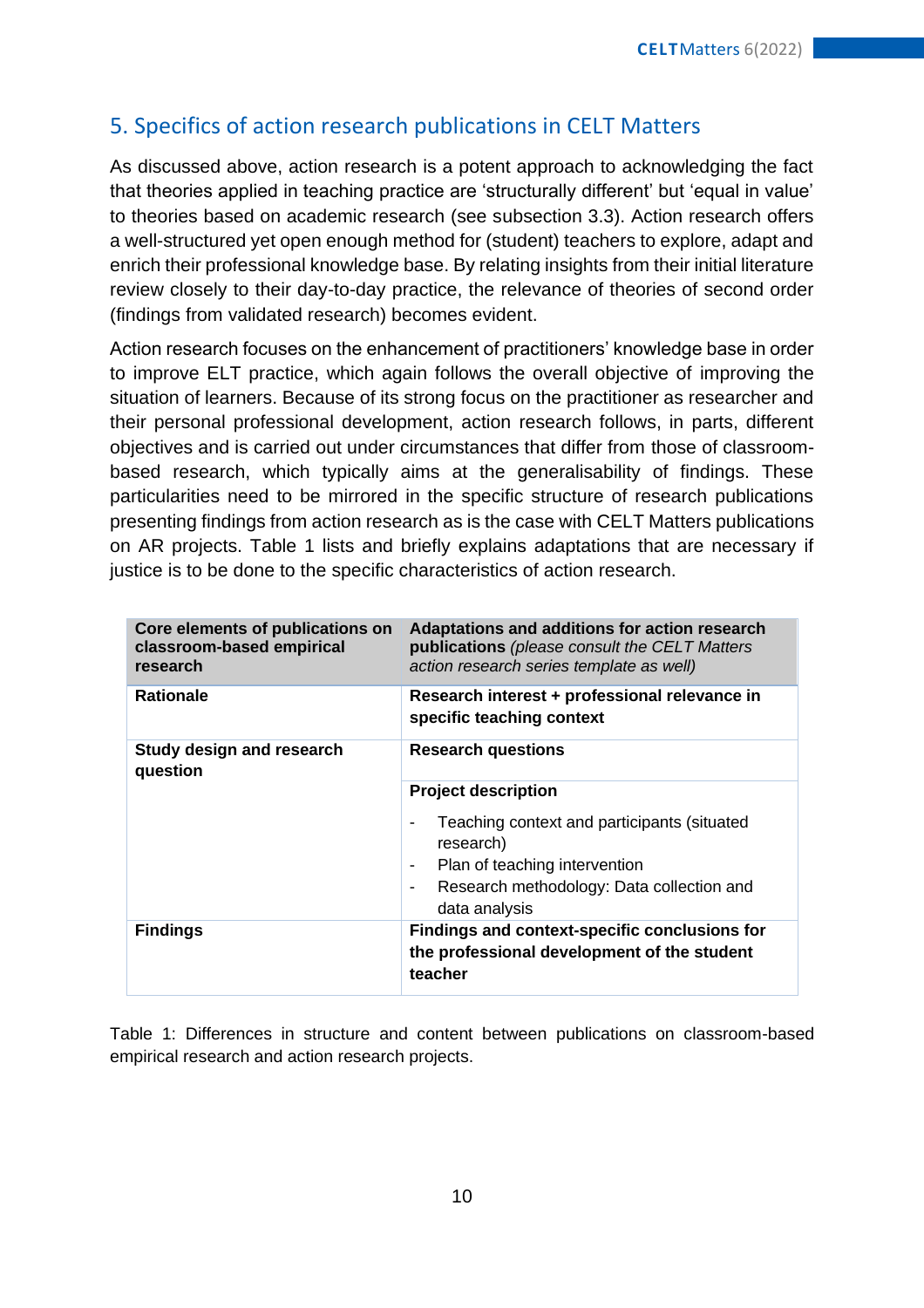## 5. Specifics of action research publications in CELT Matters

As discussed above, action research is a potent approach to acknowledging the fact that theories applied in teaching practice are 'structurally different' but 'equal in value' to theories based on academic research (see subsection 3.3). Action research offers a well-structured yet open enough method for (student) teachers to explore, adapt and enrich their professional knowledge base. By relating insights from their initial literature review closely to their day-to-day practice, the relevance of theories of second order (findings from validated research) becomes evident.

Action research focuses on the enhancement of practitioners' knowledge base in order to improve ELT practice, which again follows the overall objective of improving the situation of learners. Because of its strong focus on the practitioner as researcher and their personal professional development, action research follows, in parts, different objectives and is carried out under circumstances that differ from those of classroom-based research, which typically aims at the generalisability of findings. These particularities need to be mirrored in the specific structure of research publications presenting findings from action research as is the case with CELT Matters publications on AR projects. Table 1 lists and briefly explains adaptations that are necessary if justice is to be done to the specific characteristics of action research.

| **Core elements of publications on classroom-based empirical research** | **Adaptations and additions for action research publications** *(please consult the CELT Matters action research series template as well)* |
|---|---|
| **Rationale** | **Research interest + professional relevance in specific teaching context** |
| **Study design and research question** | **Research questions** |
| | **Project description**<br>- Teaching context and participants (situated research)<br>- Plan of teaching intervention<br>- Research methodology: Data collection and data analysis |
| **Findings** | **Findings and context-specific conclusions for the professional development of the student teacher** |

Table 1: Differences in structure and content between publications on classroom-based empirical research and action research projects.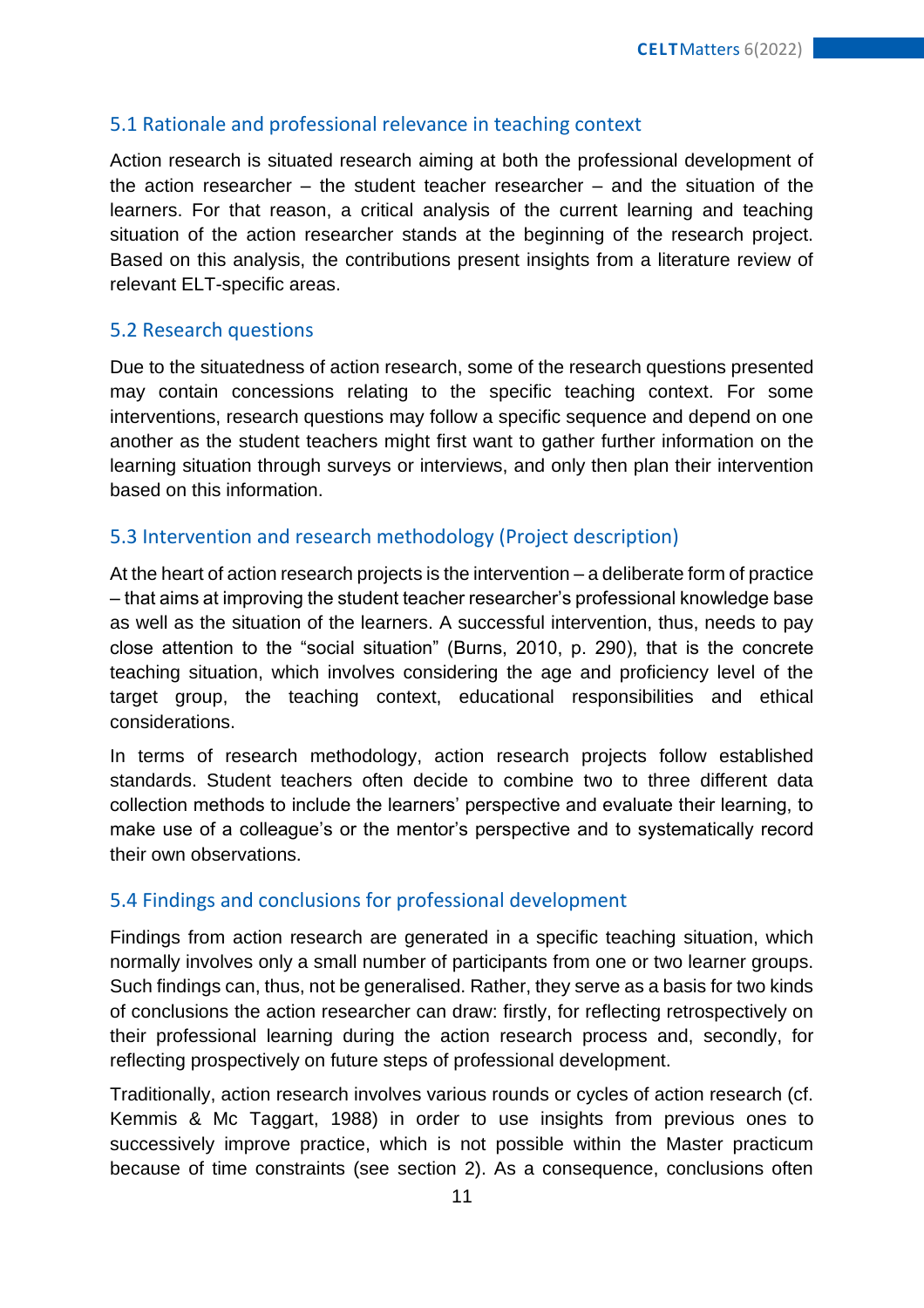### 5.1 Rationale and professional relevance in teaching context

Action research is situated research aiming at both the professional development of the action researcher – the student teacher researcher – and the situation of the learners. For that reason, a critical analysis of the current learning and teaching situation of the action researcher stands at the beginning of the research project. Based on this analysis, the contributions present insights from a literature review of relevant ELT-specific areas.

### 5.2 Research questions

Due to the situatedness of action research, some of the research questions presented may contain concessions relating to the specific teaching context. For some interventions, research questions may follow a specific sequence and depend on one another as the student teachers might first want to gather further information on the learning situation through surveys or interviews, and only then plan their intervention based on this information.

### 5.3 Intervention and research methodology (Project description)

At the heart of action research projects is the intervention – a deliberate form of practice – that aims at improving the student teacher researcher's professional knowledge base as well as the situation of the learners. A successful intervention, thus, needs to pay close attention to the "social situation" (Burns, 2010, p. 290), that is the concrete teaching situation, which involves considering the age and proficiency level of the target group, the teaching context, educational responsibilities and ethical considerations.

In terms of research methodology, action research projects follow established standards. Student teachers often decide to combine two to three different data collection methods to include the learners' perspective and evaluate their learning, to make use of a colleague's or the mentor's perspective and to systematically record their own observations.

### 5.4 Findings and conclusions for professional development

Findings from action research are generated in a specific teaching situation, which normally involves only a small number of participants from one or two learner groups. Such findings can, thus, not be generalised. Rather, they serve as a basis for two kinds of conclusions the action researcher can draw: firstly, for reflecting retrospectively on their professional learning during the action research process and, secondly, for reflecting prospectively on future steps of professional development.

Traditionally, action research involves various rounds or cycles of action research (cf. Kemmis & Mc Taggart, 1988) in order to use insights from previous ones to successively improve practice, which is not possible within the Master practicum because of time constraints (see section 2). As a consequence, conclusions often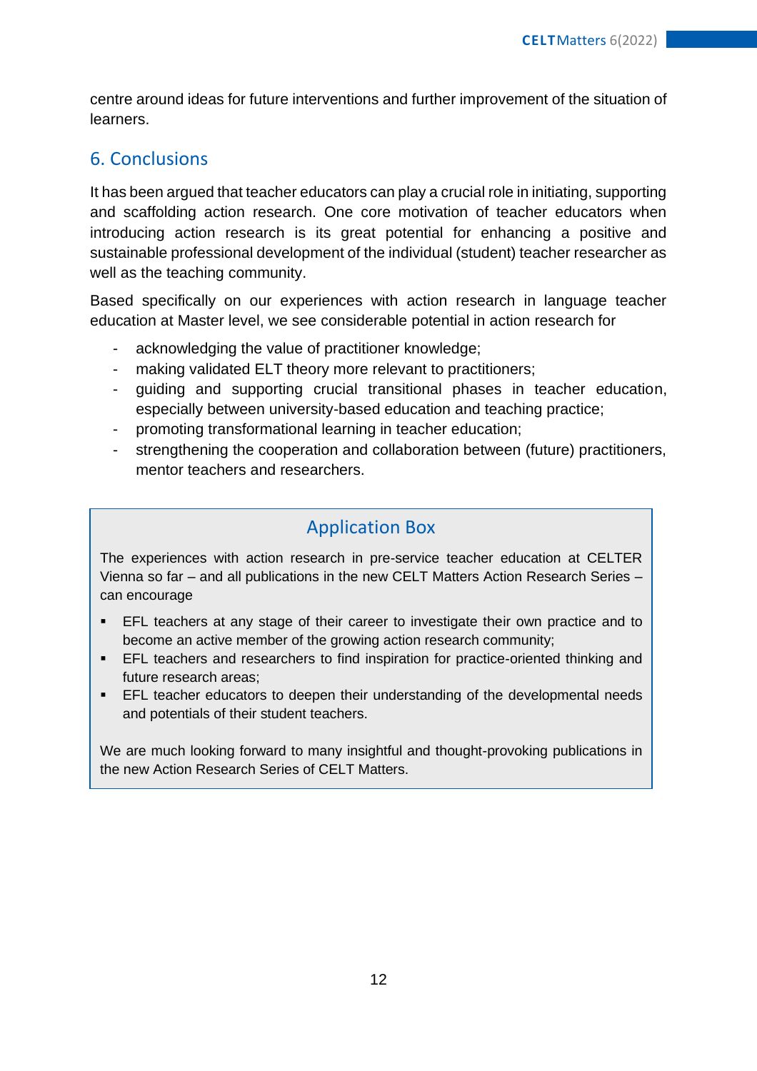centre around ideas for future interventions and further improvement of the situation of learners.

## 6. Conclusions

It has been argued that teacher educators can play a crucial role in initiating, supporting and scaffolding action research. One core motivation of teacher educators when introducing action research is its great potential for enhancing a positive and sustainable professional development of the individual (student) teacher researcher as well as the teaching community.

Based specifically on our experiences with action research in language teacher education at Master level, we see considerable potential in action research for

- acknowledging the value of practitioner knowledge;
- making validated ELT theory more relevant to practitioners;
- guiding and supporting crucial transitional phases in teacher education, especially between university-based education and teaching practice;
- promoting transformational learning in teacher education;
- strengthening the cooperation and collaboration between (future) practitioners, mentor teachers and researchers.

### Application Box

The experiences with action research in pre-service teacher education at CELTER Vienna so far – and all publications in the new CELT Matters Action Research Series – can encourage

- EFL teachers at any stage of their career to investigate their own practice and to become an active member of the growing action research community;
- EFL teachers and researchers to find inspiration for practice-oriented thinking and future research areas;
- EFL teacher educators to deepen their understanding of the developmental needs and potentials of their student teachers.

We are much looking forward to many insightful and thought-provoking publications in the new Action Research Series of CELT Matters.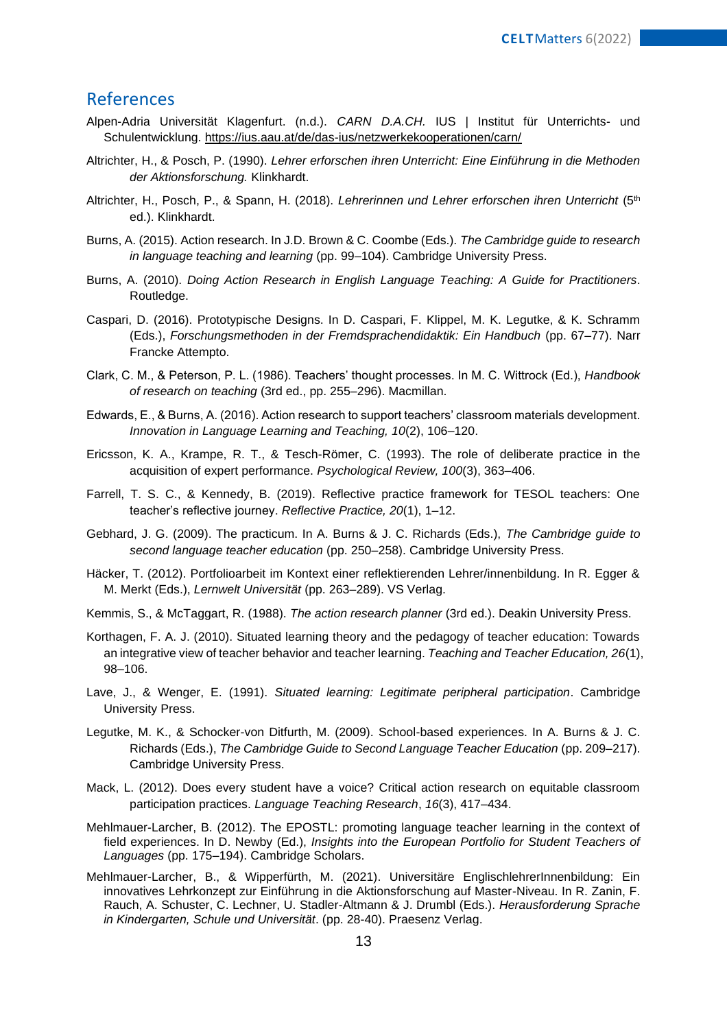## References

Alpen-Adria Universität Klagenfurt. (n.d.). *CARN D.A.CH.* IUS | Institut für Unterrichts- und Schulentwicklung. https://ius.aau.at/de/das-ius/netzwerkekooperationen/carn/

Altrichter, H., & Posch, P. (1990). *Lehrer erforschen ihren Unterricht: Eine Einführung in die Methoden der Aktionsforschung.* Klinkhardt.

Altrichter, H., Posch, P., & Spann, H. (2018). *Lehrerinnen und Lehrer erforschen ihren Unterricht* (5th ed.). Klinkhardt.

Burns, A. (2015). Action research. In J.D. Brown & C. Coombe (Eds.). *The Cambridge guide to research in language teaching and learning* (pp. 99–104). Cambridge University Press.

Burns, A. (2010). *Doing Action Research in English Language Teaching: A Guide for Practitioners*. Routledge.

Caspari, D. (2016). Prototypische Designs. In D. Caspari, F. Klippel, M. K. Legutke, & K. Schramm (Eds.), *Forschungsmethoden in der Fremdsprachendidaktik: Ein Handbuch* (pp. 67–77). Narr Francke Attempto.

Clark, C. M., & Peterson, P. L. (1986). Teachers' thought processes. In M. C. Wittrock (Ed.), *Handbook of research on teaching* (3rd ed., pp. 255–296). Macmillan.

Edwards, E., & Burns, A. (2016). Action research to support teachers' classroom materials development. *Innovation in Language Learning and Teaching, 10*(2), 106–120.

Ericsson, K. A., Krampe, R. T., & Tesch-Römer, C. (1993). The role of deliberate practice in the acquisition of expert performance. *Psychological Review, 100*(3), 363–406.

Farrell, T. S. C., & Kennedy, B. (2019). Reflective practice framework for TESOL teachers: One teacher's reflective journey. *Reflective Practice, 20*(1), 1–12.

Gebhard, J. G. (2009). The practicum. In A. Burns & J. C. Richards (Eds.), *The Cambridge guide to second language teacher education* (pp. 250–258). Cambridge University Press.

Häcker, T. (2012). Portfolioarbeit im Kontext einer reflektierenden Lehrer/innenbildung. In R. Egger & M. Merkt (Eds.), *Lernwelt Universität* (pp. 263–289). VS Verlag.

Kemmis, S., & McTaggart, R. (1988). *The action research planner* (3rd ed.). Deakin University Press.

Korthagen, F. A. J. (2010). Situated learning theory and the pedagogy of teacher education: Towards an integrative view of teacher behavior and teacher learning. *Teaching and Teacher Education, 26*(1), 98–106.

Lave, J., & Wenger, E. (1991). *Situated learning: Legitimate peripheral participation*. Cambridge University Press.

Legutke, M. K., & Schocker-von Ditfurth, M. (2009). School-based experiences. In A. Burns & J. C. Richards (Eds.), *The Cambridge Guide to Second Language Teacher Education* (pp. 209–217). Cambridge University Press.

Mack, L. (2012). Does every student have a voice? Critical action research on equitable classroom participation practices. *Language Teaching Research*, *16*(3), 417–434.

Mehlmauer-Larcher, B. (2012). The EPOSTL: promoting language teacher learning in the context of field experiences. In D. Newby (Ed.), *Insights into the European Portfolio for Student Teachers of Languages* (pp. 175–194). Cambridge Scholars.

Mehlmauer-Larcher, B., & Wipperfürth, M. (2021). Universitäre EnglischlehrerInnenbildung: Ein innovatives Lehrkonzept zur Einführung in die Aktionsforschung auf Master-Niveau. In R. Zanin, F. Rauch, A. Schuster, C. Lechner, U. Stadler-Altmann & J. Drumbl (Eds.). *Herausforderung Sprache in Kindergarten, Schule und Universität*. (pp. 28-40). Praesenz Verlag.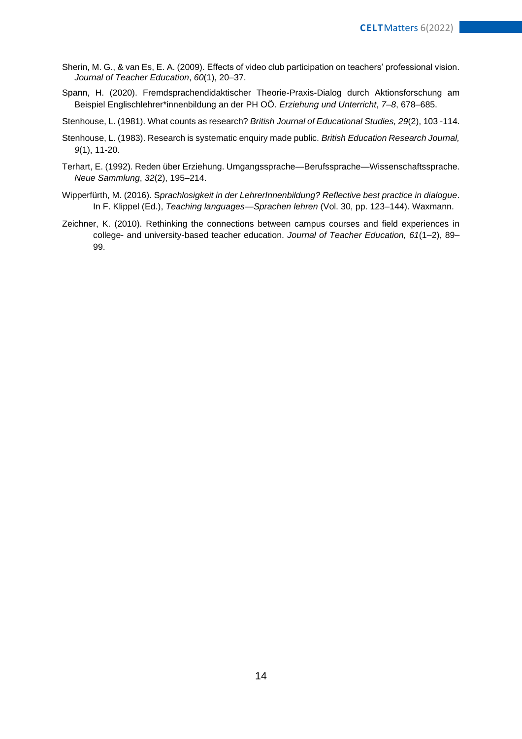Sherin, M. G., & van Es, E. A. (2009). Effects of video club participation on teachers' professional vision. *Journal of Teacher Education*, *60*(1), 20–37.

Spann, H. (2020). Fremdsprachendidaktischer Theorie-Praxis-Dialog durch Aktionsforschung am Beispiel Englischlehrer*innenbildung an der PH OÖ. *Erziehung und Unterricht*, *7–8*, 678–685.

Stenhouse, L. (1981). What counts as research? *British Journal of Educational Studies, 29*(2), 103 -114.

Stenhouse, L. (1983). Research is systematic enquiry made public. *British Education Research Journal, 9*(1), 11-20.

Terhart, E. (1992). Reden über Erziehung. Umgangssprache—Berufssprache—Wissenschaftssprache. *Neue Sammlung*, *32*(2), 195–214.

Wipperfürth, M. (2016). S*prachlosigkeit in der LehrerInnenbildung? Reflective best practice in dialogue*. In F. Klippel (Ed.), *Teaching languages—Sprachen lehren* (Vol. 30, pp. 123–144). Waxmann.

Zeichner, K. (2010). Rethinking the connections between campus courses and field experiences in college- and university-based teacher education. *Journal of Teacher Education, 61*(1–2), 89–99.